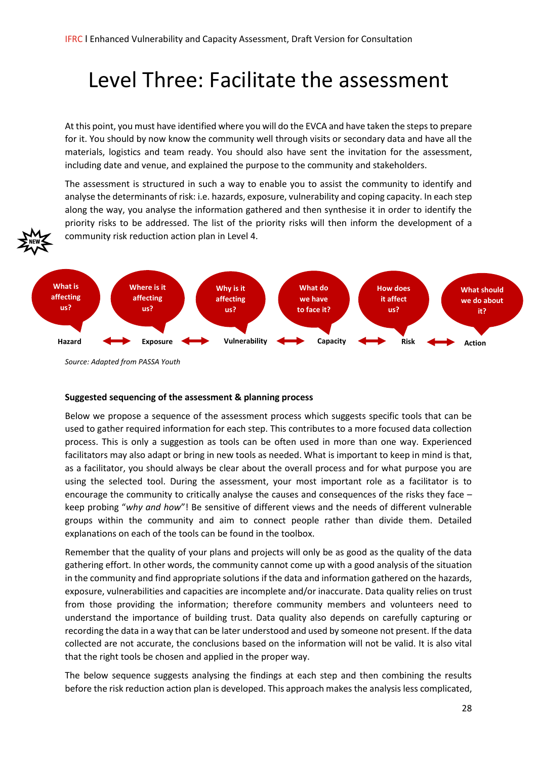# Level Three: Facilitate the assessment

At this point, you must have identified where you will do the EVCA and have taken the steps to prepare for it. You should by now know the community well through visits or secondary data and have all the materials, logistics and team ready. You should also have sent the invitation for the assessment, including date and venue, and explained the purpose to the community and stakeholders.

The assessment is structured in such a way to enable you to assist the community to identify and analyse the determinants of risk: i.e. hazards, exposure, vulnerability and coping capacity. In each step along the way, you analyse the information gathered and then synthesise it in order to identify the priority risks to be addressed. The list of the priority risks will then inform the development of a community risk reduction action plan in Level 4.

NEW

| What is affecting us? | | Where is it affecting us? | | Why is it affecting us? | | What do we have to face it? | | How does it affect us? | | What should we do about it? |
|---|---|---|---|---|---|---|---|---|---|---|
| Hazard | ↔ | Exposure | ↔ | Vulnerability | ↔ | Capacity | ↔ | Risk | ↔ | Action |

*Source: Adapted from PASSA Youth*

**Suggested sequencing of the assessment & planning process**

Below we propose a sequence of the assessment process which suggests specific tools that can be used to gather required information for each step. This contributes to a more focused data collection process. This is only a suggestion as tools can be often used in more than one way. Experienced facilitators may also adapt or bring in new tools as needed. What is important to keep in mind is that, as a facilitator, you should always be clear about the overall process and for what purpose you are using the selected tool. During the assessment, your most important role as a facilitator is to encourage the community to critically analyse the causes and consequences of the risks they face – keep probing "*why and how*"! Be sensitive of different views and the needs of different vulnerable groups within the community and aim to connect people rather than divide them. Detailed explanations on each of the tools can be found in the toolbox.

Remember that the quality of your plans and projects will only be as good as the quality of the data gathering effort. In other words, the community cannot come up with a good analysis of the situation in the community and find appropriate solutions if the data and information gathered on the hazards, exposure, vulnerabilities and capacities are incomplete and/or inaccurate. Data quality relies on trust from those providing the information; therefore community members and volunteers need to understand the importance of building trust. Data quality also depends on carefully capturing or recording the data in a way that can be later understood and used by someone not present. If the data collected are not accurate, the conclusions based on the information will not be valid. It is also vital that the right tools be chosen and applied in the proper way.

The below sequence suggests analysing the findings at each step and then combining the results before the risk reduction action plan is developed. This approach makes the analysis less complicated,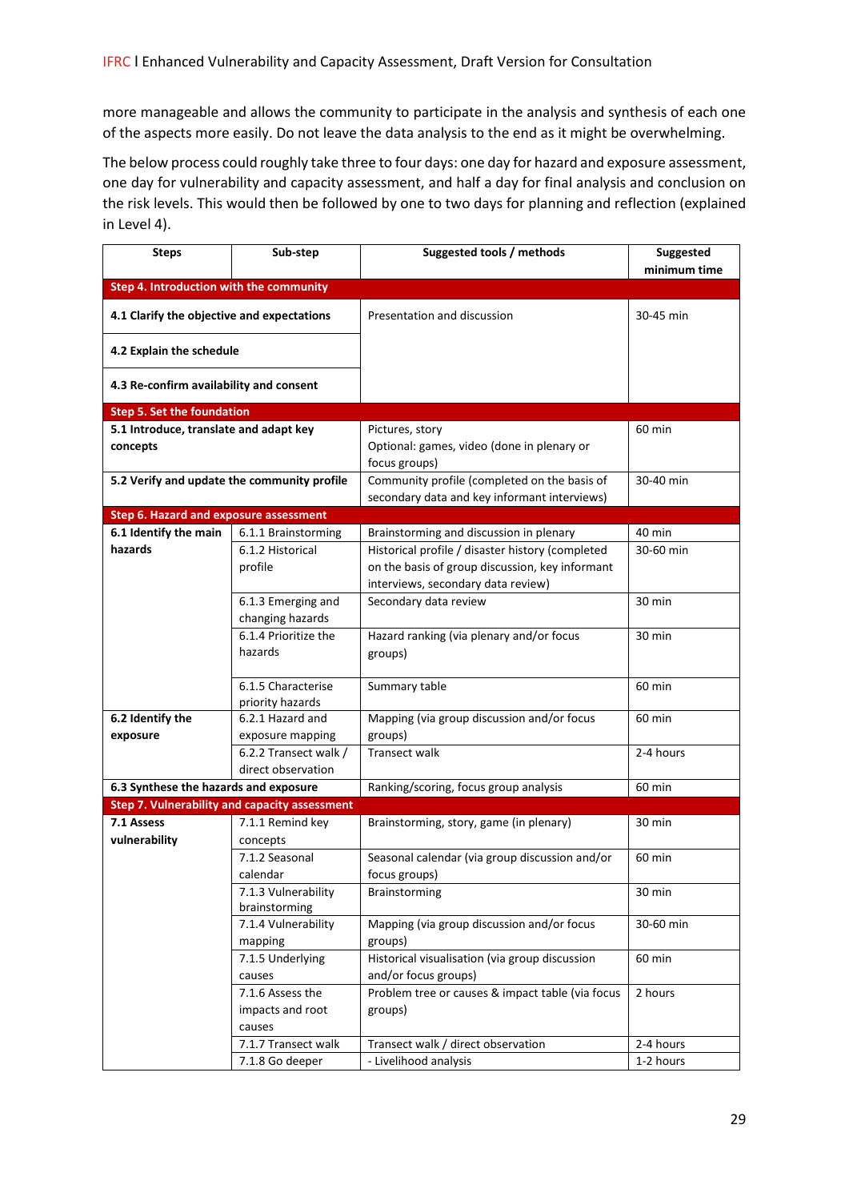more manageable and allows the community to participate in the analysis and synthesis of each one of the aspects more easily. Do not leave the data analysis to the end as it might be overwhelming.

The below process could roughly take three to four days: one day for hazard and exposure assessment, one day for vulnerability and capacity assessment, and half a day for final analysis and conclusion on the risk levels. This would then be followed by one to two days for planning and reflection (explained in Level 4).

| Steps | Sub-step | Suggested tools / methods | Suggested minimum time |
|---|---|---|---|
| **Step 4. Introduction with the community** | | | |
| **4.1 Clarify the objective and expectations** | | Presentation and discussion | 30-45 min |
| **4.2 Explain the schedule** | | | |
| **4.3 Re-confirm availability and consent** | | | |
| **Step 5. Set the foundation** | | | |
| **5.1 Introduce, translate and adapt key concepts** | | Pictures, story<br>Optional: games, video (done in plenary or focus groups) | 60 min |
| **5.2 Verify and update the community profile** | | Community profile (completed on the basis of secondary data and key informant interviews) | 30-40 min |
| **Step 6. Hazard and exposure assessment** | | | |
| **6.1 Identify the main hazards** | 6.1.1 Brainstorming | Brainstorming and discussion in plenary | 40 min |
| | 6.1.2 Historical profile | Historical profile / disaster history (completed on the basis of group discussion, key informant interviews, secondary data review) | 30-60 min |
| | 6.1.3 Emerging and changing hazards | Secondary data review | 30 min |
| | 6.1.4 Prioritize the hazards | Hazard ranking (via plenary and/or focus groups) | 30 min |
| | 6.1.5 Characterise priority hazards | Summary table | 60 min |
| **6.2 Identify the exposure** | 6.2.1 Hazard and exposure mapping | Mapping (via group discussion and/or focus groups) | 60 min |
| | 6.2.2 Transect walk / direct observation | Transect walk | 2-4 hours |
| **6.3 Synthese the hazards and exposure** | | Ranking/scoring, focus group analysis | 60 min |
| **Step 7. Vulnerability and capacity assessment** | | | |
| **7.1 Assess vulnerability** | 7.1.1 Remind key concepts | Brainstorming, story, game (in plenary) | 30 min |
| | 7.1.2 Seasonal calendar | Seasonal calendar (via group discussion and/or focus groups) | 60 min |
| | 7.1.3 Vulnerability brainstorming | Brainstorming | 30 min |
| | 7.1.4 Vulnerability mapping | Mapping (via group discussion and/or focus groups) | 30-60 min |
| | 7.1.5 Underlying causes | Historical visualisation (via group discussion and/or focus groups) | 60 min |
| | 7.1.6 Assess the impacts and root causes | Problem tree or causes & impact table (via focus groups) | 2 hours |
| | 7.1.7 Transect walk | Transect walk / direct observation | 2-4 hours |
| | 7.1.8 Go deeper | - Livelihood analysis | 1-2 hours |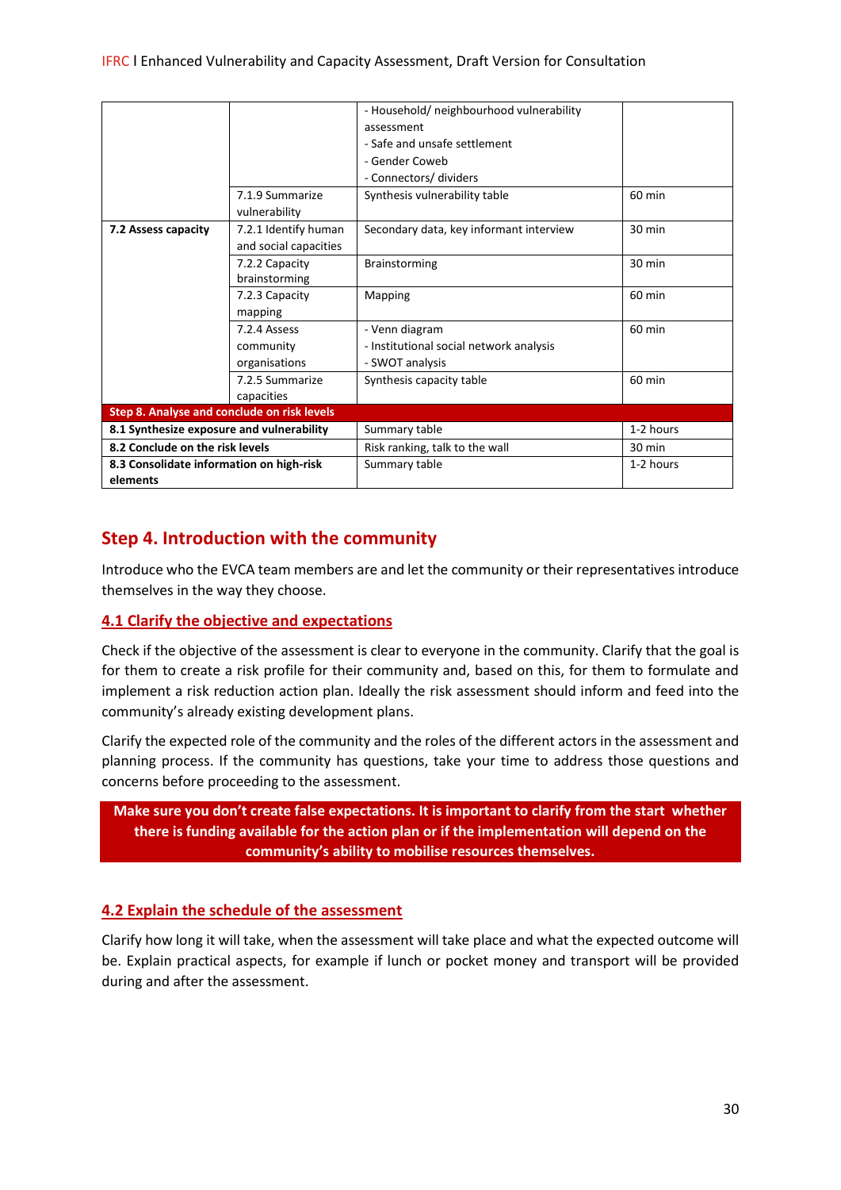| | | | |
|---|---|---|---|
| | | - Household/ neighbourhood vulnerability assessment<br>- Safe and unsafe settlement<br>- Gender Coweb<br>- Connectors/ dividers | |
| | 7.1.9 Summarize vulnerability | Synthesis vulnerability table | 60 min |
| **7.2 Assess capacity** | 7.2.1 Identify human and social capacities | Secondary data, key informant interview | 30 min |
| | 7.2.2 Capacity brainstorming | Brainstorming | 30 min |
| | 7.2.3 Capacity mapping | Mapping | 60 min |
| | 7.2.4 Assess community organisations | - Venn diagram<br>- Institutional social network analysis<br>- SWOT analysis | 60 min |
| | 7.2.5 Summarize capacities | Synthesis capacity table | 60 min |
| **Step 8. Analyse and conclude on risk levels** | | | |
| **8.1 Synthesize exposure and vulnerability** | | Summary table | 1-2 hours |
| **8.2 Conclude on the risk levels** | | Risk ranking, talk to the wall | 30 min |
| **8.3 Consolidate information on high-risk elements** | | Summary table | 1-2 hours |

## Step 4. Introduction with the community

Introduce who the EVCA team members are and let the community or their representatives introduce themselves in the way they choose.

### 4.1 Clarify the objective and expectations

Check if the objective of the assessment is clear to everyone in the community. Clarify that the goal is for them to create a risk profile for their community and, based on this, for them to formulate and implement a risk reduction action plan. Ideally the risk assessment should inform and feed into the community's already existing development plans.

Clarify the expected role of the community and the roles of the different actors in the assessment and planning process. If the community has questions, take your time to address those questions and concerns before proceeding to the assessment.

**Make sure you don't create false expectations. It is important to clarify from the start whether there is funding available for the action plan or if the implementation will depend on the community's ability to mobilise resources themselves.**

### 4.2 Explain the schedule of the assessment

Clarify how long it will take, when the assessment will take place and what the expected outcome will be. Explain practical aspects, for example if lunch or pocket money and transport will be provided during and after the assessment.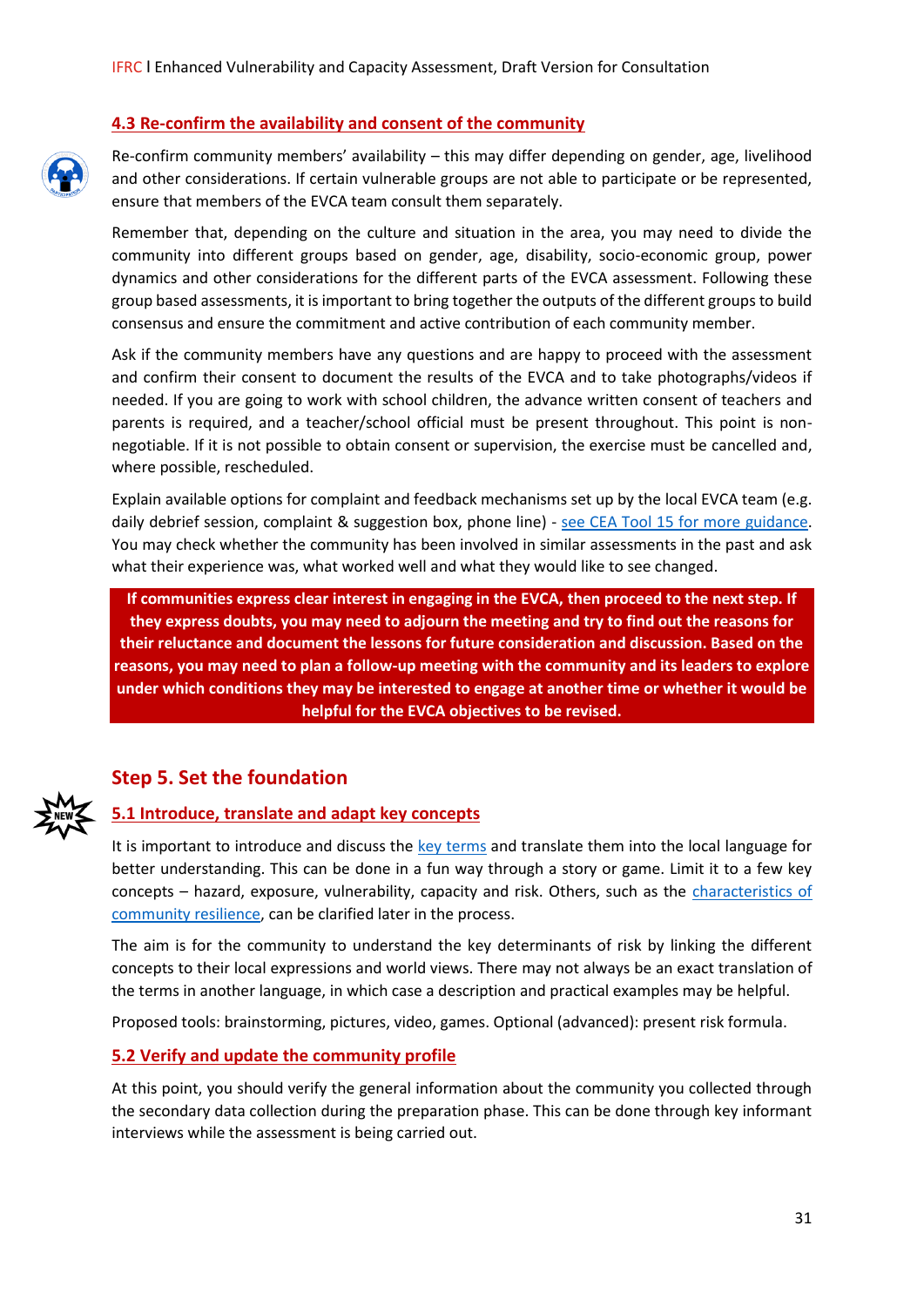### 4.3 Re-confirm the availability and consent of the community

Re-confirm community members' availability – this may differ depending on gender, age, livelihood and other considerations. If certain vulnerable groups are not able to participate or be represented, ensure that members of the EVCA team consult them separately.

Remember that, depending on the culture and situation in the area, you may need to divide the community into different groups based on gender, age, disability, socio-economic group, power dynamics and other considerations for the different parts of the EVCA assessment. Following these group based assessments, it is important to bring together the outputs of the different groups to build consensus and ensure the commitment and active contribution of each community member.

Ask if the community members have any questions and are happy to proceed with the assessment and confirm their consent to document the results of the EVCA and to take photographs/videos if needed. If you are going to work with school children, the advance written consent of teachers and parents is required, and a teacher/school official must be present throughout. This point is non-negotiable. If it is not possible to obtain consent or supervision, the exercise must be cancelled and, where possible, rescheduled.

Explain available options for complaint and feedback mechanisms set up by the local EVCA team (e.g. daily debrief session, complaint & suggestion box, phone line) - see CEA Tool 15 for more guidance. You may check whether the community has been involved in similar assessments in the past and ask what their experience was, what worked well and what they would like to see changed.

**If communities express clear interest in engaging in the EVCA, then proceed to the next step. If they express doubts, you may need to adjourn the meeting and try to find out the reasons for their reluctance and document the lessons for future consideration and discussion. Based on the reasons, you may need to plan a follow-up meeting with the community and its leaders to explore under which conditions they may be interested to engage at another time or whether it would be helpful for the EVCA objectives to be revised.**

## Step 5. Set the foundation

### 5.1 Introduce, translate and adapt key concepts

It is important to introduce and discuss the key terms and translate them into the local language for better understanding. This can be done in a fun way through a story or game. Limit it to a few key concepts – hazard, exposure, vulnerability, capacity and risk. Others, such as the characteristics of community resilience, can be clarified later in the process.

The aim is for the community to understand the key determinants of risk by linking the different concepts to their local expressions and world views. There may not always be an exact translation of the terms in another language, in which case a description and practical examples may be helpful.

Proposed tools: brainstorming, pictures, video, games. Optional (advanced): present risk formula.

### 5.2 Verify and update the community profile

At this point, you should verify the general information about the community you collected through the secondary data collection during the preparation phase. This can be done through key informant interviews while the assessment is being carried out.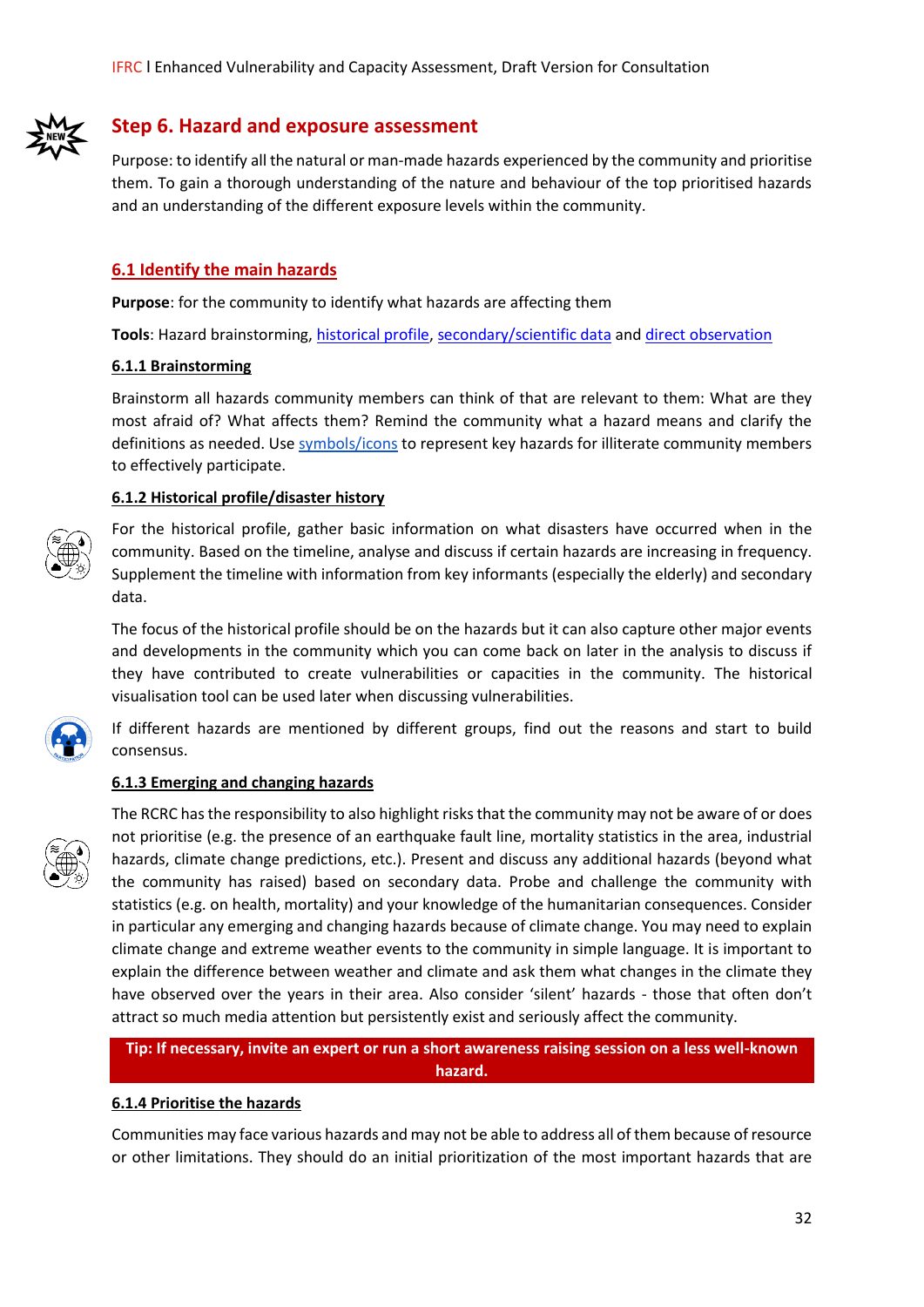## Step 6. Hazard and exposure assessment

Purpose: to identify all the natural or man-made hazards experienced by the community and prioritise them. To gain a thorough understanding of the nature and behaviour of the top prioritised hazards and an understanding of the different exposure levels within the community.

### 6.1 Identify the main hazards

**Purpose**: for the community to identify what hazards are affecting them

**Tools**: Hazard brainstorming, historical profile, secondary/scientific data and direct observation

#### 6.1.1 Brainstorming

Brainstorm all hazards community members can think of that are relevant to them: What are they most afraid of? What affects them? Remind the community what a hazard means and clarify the definitions as needed. Use symbols/icons to represent key hazards for illiterate community members to effectively participate.

#### 6.1.2 Historical profile/disaster history

For the historical profile, gather basic information on what disasters have occurred when in the community. Based on the timeline, analyse and discuss if certain hazards are increasing in frequency. Supplement the timeline with information from key informants (especially the elderly) and secondary data.

The focus of the historical profile should be on the hazards but it can also capture other major events and developments in the community which you can come back on later in the analysis to discuss if they have contributed to create vulnerabilities or capacities in the community. The historical visualisation tool can be used later when discussing vulnerabilities.

If different hazards are mentioned by different groups, find out the reasons and start to build consensus.

#### 6.1.3 Emerging and changing hazards

The RCRC has the responsibility to also highlight risks that the community may not be aware of or does not prioritise (e.g. the presence of an earthquake fault line, mortality statistics in the area, industrial hazards, climate change predictions, etc.). Present and discuss any additional hazards (beyond what the community has raised) based on secondary data. Probe and challenge the community with statistics (e.g. on health, mortality) and your knowledge of the humanitarian consequences. Consider in particular any emerging and changing hazards because of climate change. You may need to explain climate change and extreme weather events to the community in simple language. It is important to explain the difference between weather and climate and ask them what changes in the climate they have observed over the years in their area. Also consider 'silent' hazards - those that often don't attract so much media attention but persistently exist and seriously affect the community.

**Tip: If necessary, invite an expert or run a short awareness raising session on a less well-known hazard.**

#### 6.1.4 Prioritise the hazards

Communities may face various hazards and may not be able to address all of them because of resource or other limitations. They should do an initial prioritization of the most important hazards that are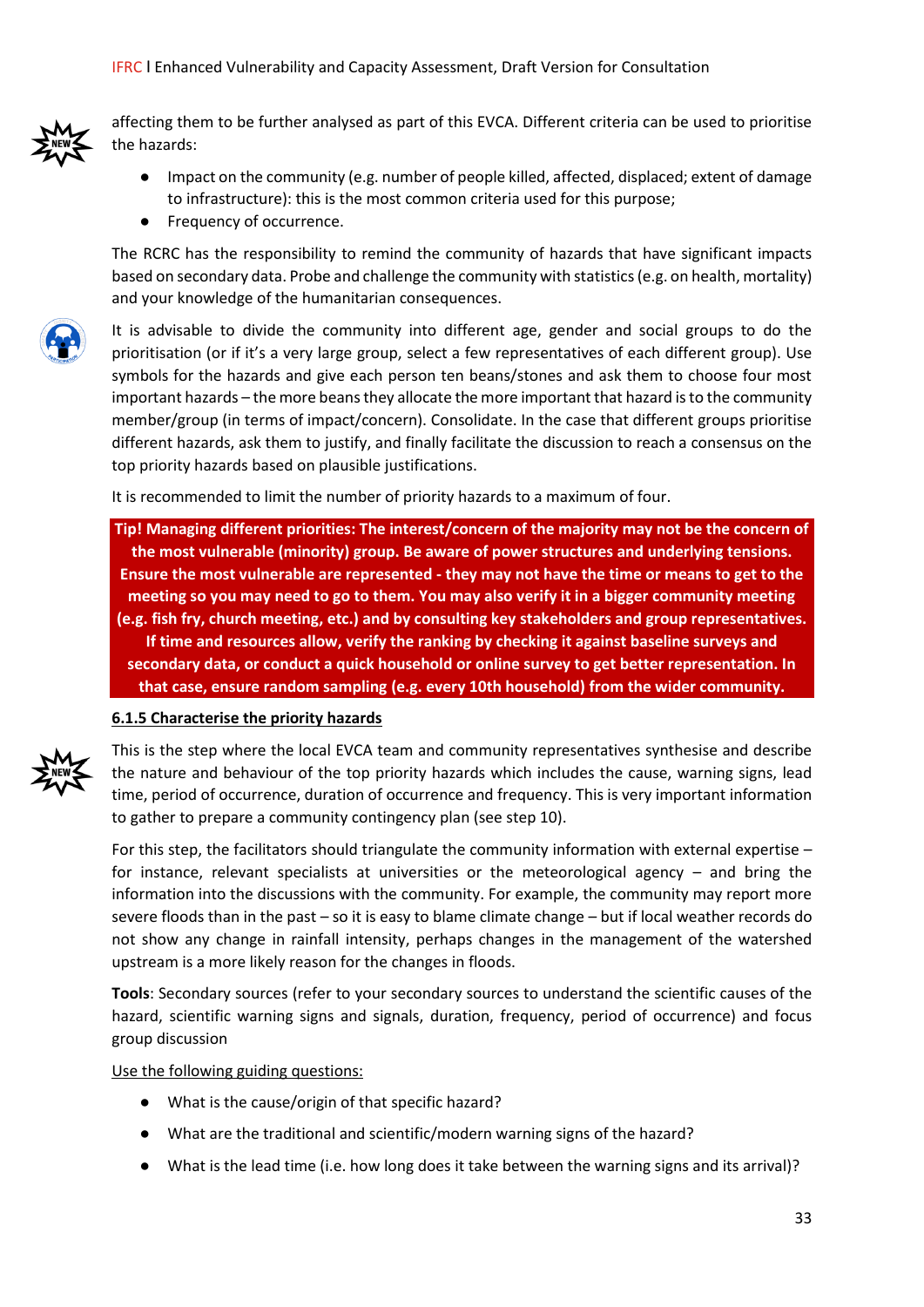affecting them to be further analysed as part of this EVCA. Different criteria can be used to prioritise the hazards:

- Impact on the community (e.g. number of people killed, affected, displaced; extent of damage to infrastructure): this is the most common criteria used for this purpose;
- Frequency of occurrence.

The RCRC has the responsibility to remind the community of hazards that have significant impacts based on secondary data. Probe and challenge the community with statistics (e.g. on health, mortality) and your knowledge of the humanitarian consequences.

It is advisable to divide the community into different age, gender and social groups to do the prioritisation (or if it's a very large group, select a few representatives of each different group). Use symbols for the hazards and give each person ten beans/stones and ask them to choose four most important hazards – the more beans they allocate the more important that hazard is to the community member/group (in terms of impact/concern). Consolidate. In the case that different groups prioritise different hazards, ask them to justify, and finally facilitate the discussion to reach a consensus on the top priority hazards based on plausible justifications.

It is recommended to limit the number of priority hazards to a maximum of four.

**Tip! Managing different priorities: The interest/concern of the majority may not be the concern of the most vulnerable (minority) group. Be aware of power structures and underlying tensions. Ensure the most vulnerable are represented - they may not have the time or means to get to the meeting so you may need to go to them. You may also verify it in a bigger community meeting (e.g. fish fry, church meeting, etc.) and by consulting key stakeholders and group representatives. If time and resources allow, verify the ranking by checking it against baseline surveys and secondary data, or conduct a quick household or online survey to get better representation. In that case, ensure random sampling (e.g. every 10th household) from the wider community.**

### 6.1.5 Characterise the priority hazards

This is the step where the local EVCA team and community representatives synthesise and describe the nature and behaviour of the top priority hazards which includes the cause, warning signs, lead time, period of occurrence, duration of occurrence and frequency. This is very important information to gather to prepare a community contingency plan (see step 10).

For this step, the facilitators should triangulate the community information with external expertise – for instance, relevant specialists at universities or the meteorological agency – and bring the information into the discussions with the community. For example, the community may report more severe floods than in the past – so it is easy to blame climate change – but if local weather records do not show any change in rainfall intensity, perhaps changes in the management of the watershed upstream is a more likely reason for the changes in floods.

**Tools**: Secondary sources (refer to your secondary sources to understand the scientific causes of the hazard, scientific warning signs and signals, duration, frequency, period of occurrence) and focus group discussion

Use the following guiding questions:

- What is the cause/origin of that specific hazard?
- What are the traditional and scientific/modern warning signs of the hazard?
- What is the lead time (i.e. how long does it take between the warning signs and its arrival)?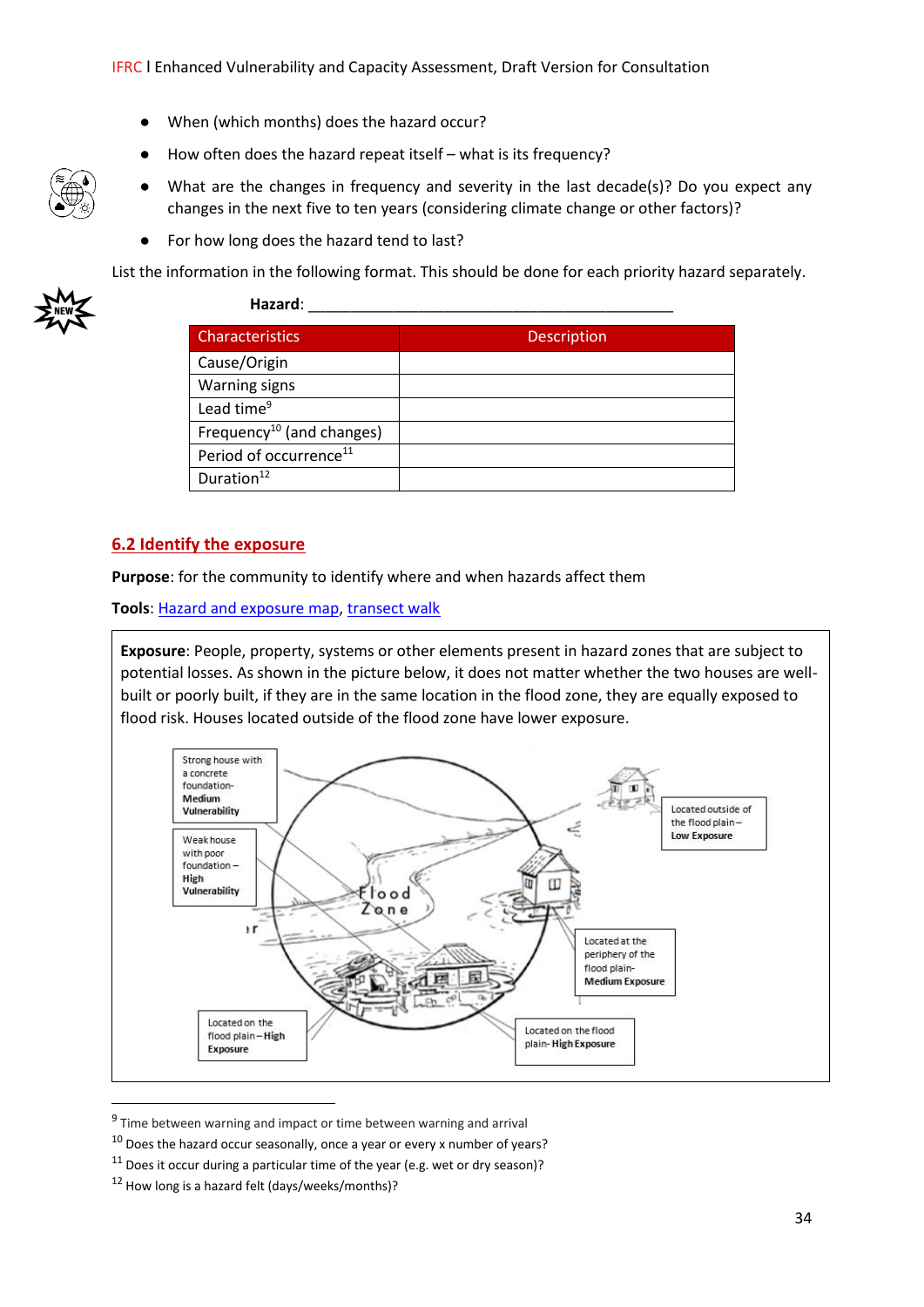- When (which months) does the hazard occur?
- How often does the hazard repeat itself – what is its frequency?
- What are the changes in frequency and severity in the last decade(s)? Do you expect any changes in the next five to ten years (considering climate change or other factors)?
- For how long does the hazard tend to last?

List the information in the following format. This should be done for each priority hazard separately.

**Hazard**: ___________________________________________

| Characteristics | Description |
|---|---|
| Cause/Origin | |
| Warning signs | |
| Lead time[9] | |
| Frequency[10] (and changes) | |
| Period of occurrence[11] | |
| Duration[12] | |

## 6.2 Identify the exposure

**Purpose**: for the community to identify where and when hazards affect them

**Tools**: Hazard and exposure map, transect walk

**Exposure**: People, property, systems or other elements present in hazard zones that are subject to potential losses. As shown in the picture below, it does not matter whether the two houses are well-built or poorly built, if they are in the same location in the flood zone, they are equally exposed to flood risk. Houses located outside of the flood zone have lower exposure.

Strong house with a concrete foundation- **Medium Vulnerability**

Weak house with poor foundation – **High Vulnerability**

Flood Zone

Located outside of the flood plain – **Low Exposure**

Located at the periphery of the flood plain- **Medium Exposure**

Located on the flood plain – **High Exposure**

Located on the flood plain- **High Exposure**

---

[9] Time between warning and impact or time between warning and arrival

[10] Does the hazard occur seasonally, once a year or every x number of years?

[11] Does it occur during a particular time of the year (e.g. wet or dry season)?

[12] How long is a hazard felt (days/weeks/months)?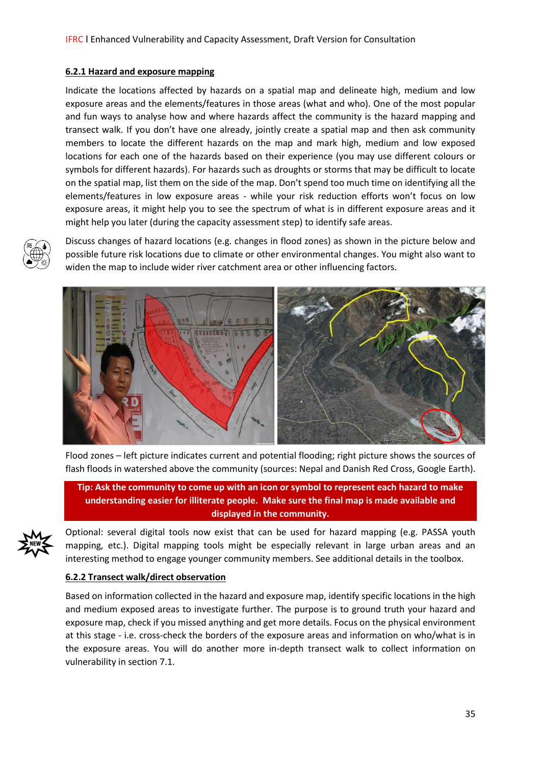### 6.2.1 Hazard and exposure mapping

Indicate the locations affected by hazards on a spatial map and delineate high, medium and low exposure areas and the elements/features in those areas (what and who). One of the most popular and fun ways to analyse how and where hazards affect the community is the hazard mapping and transect walk. If you don't have one already, jointly create a spatial map and then ask community members to locate the different hazards on the map and mark high, medium and low exposed locations for each one of the hazards based on their experience (you may use different colours or symbols for different hazards). For hazards such as droughts or storms that may be difficult to locate on the spatial map, list them on the side of the map. Don't spend too much time on identifying all the elements/features in low exposure areas - while your risk reduction efforts won't focus on low exposure areas, it might help you to see the spectrum of what is in different exposure areas and it might help you later (during the capacity assessment step) to identify safe areas.

Discuss changes of hazard locations (e.g. changes in flood zones) as shown in the picture below and possible future risk locations due to climate or other environmental changes. You might also want to widen the map to include wider river catchment area or other influencing factors.

Flood zones – left picture indicates current and potential flooding; right picture shows the sources of flash floods in watershed above the community (sources: Nepal and Danish Red Cross, Google Earth).

**Tip: Ask the community to come up with an icon or symbol to represent each hazard to make understanding easier for illiterate people. Make sure the final map is made available and displayed in the community.**

Optional: several digital tools now exist that can be used for hazard mapping (e.g. PASSA youth mapping, etc.). Digital mapping tools might be especially relevant in large urban areas and an interesting method to engage younger community members. See additional details in the toolbox.

### 6.2.2 Transect walk/direct observation

Based on information collected in the hazard and exposure map, identify specific locations in the high and medium exposed areas to investigate further. The purpose is to ground truth your hazard and exposure map, check if you missed anything and get more details. Focus on the physical environment at this stage - i.e. cross-check the borders of the exposure areas and information on who/what is in the exposure areas. You will do another more in-depth transect walk to collect information on vulnerability in section 7.1.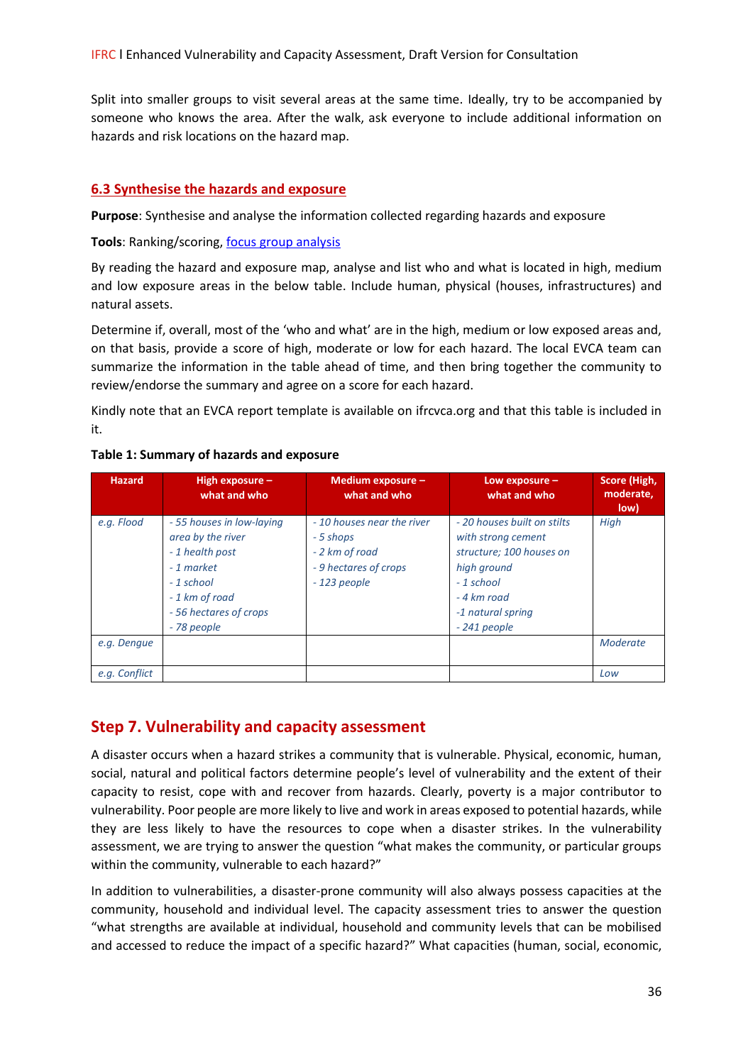Split into smaller groups to visit several areas at the same time. Ideally, try to be accompanied by someone who knows the area. After the walk, ask everyone to include additional information on hazards and risk locations on the hazard map.

### 6.3 Synthesise the hazards and exposure

**Purpose**: Synthesise and analyse the information collected regarding hazards and exposure

**Tools**: Ranking/scoring, focus group analysis

By reading the hazard and exposure map, analyse and list who and what is located in high, medium and low exposure areas in the below table. Include human, physical (houses, infrastructures) and natural assets.

Determine if, overall, most of the 'who and what' are in the high, medium or low exposed areas and, on that basis, provide a score of high, moderate or low for each hazard. The local EVCA team can summarize the information in the table ahead of time, and then bring together the community to review/endorse the summary and agree on a score for each hazard.

Kindly note that an EVCA report template is available on ifrcvca.org and that this table is included in it.

**Table 1: Summary of hazards and exposure**

| Hazard | High exposure – what and who | Medium exposure – what and who | Low exposure – what and who | Score (High, moderate, low) |
|---|---|---|---|---|
| *e.g. Flood* | *- 55 houses in low-laying area by the river<br>- 1 health post<br>- 1 market<br>- 1 school<br>- 1 km of road<br>- 56 hectares of crops<br>- 78 people* | *- 10 houses near the river<br>- 5 shops<br>- 2 km of road<br>- 9 hectares of crops<br>- 123 people* | *- 20 houses built on stilts with strong cement structure; 100 houses on high ground<br>- 1 school<br>- 4 km road<br>-1 natural spring<br>- 241 people* | *High* |
| *e.g. Dengue* | | | | *Moderate* |
| *e.g. Conflict* | | | | *Low* |

## Step 7. Vulnerability and capacity assessment

A disaster occurs when a hazard strikes a community that is vulnerable. Physical, economic, human, social, natural and political factors determine people's level of vulnerability and the extent of their capacity to resist, cope with and recover from hazards. Clearly, poverty is a major contributor to vulnerability. Poor people are more likely to live and work in areas exposed to potential hazards, while they are less likely to have the resources to cope when a disaster strikes. In the vulnerability assessment, we are trying to answer the question "what makes the community, or particular groups within the community, vulnerable to each hazard?"

In addition to vulnerabilities, a disaster-prone community will also always possess capacities at the community, household and individual level. The capacity assessment tries to answer the question "what strengths are available at individual, household and community levels that can be mobilised and accessed to reduce the impact of a specific hazard?" What capacities (human, social, economic,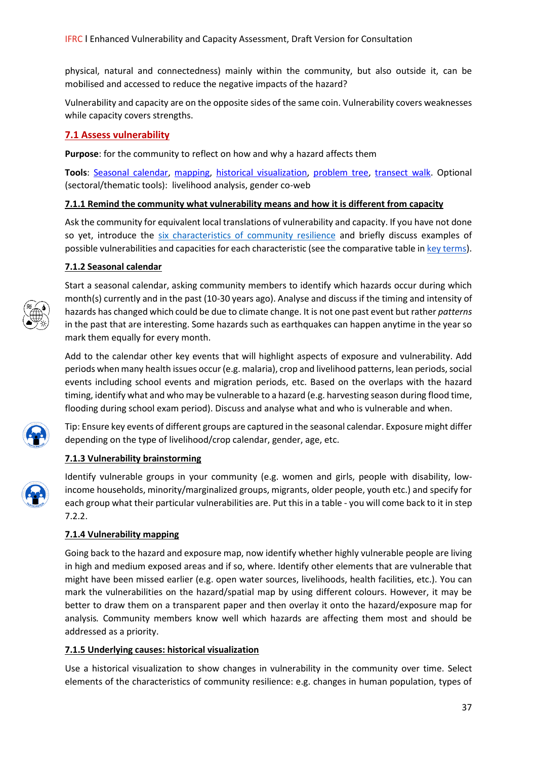physical, natural and connectedness) mainly within the community, but also outside it, can be mobilised and accessed to reduce the negative impacts of the hazard?

Vulnerability and capacity are on the opposite sides of the same coin. Vulnerability covers weaknesses while capacity covers strengths.

## 7.1 Assess vulnerability

**Purpose**: for the community to reflect on how and why a hazard affects them

**Tools**: Seasonal calendar, mapping, historical visualization, problem tree, transect walk. Optional (sectoral/thematic tools): livelihood analysis, gender co-web

### 7.1.1 Remind the community what vulnerability means and how it is different from capacity

Ask the community for equivalent local translations of vulnerability and capacity. If you have not done so yet, introduce the six characteristics of community resilience and briefly discuss examples of possible vulnerabilities and capacities for each characteristic (see the comparative table in key terms).

### 7.1.2 Seasonal calendar

Start a seasonal calendar, asking community members to identify which hazards occur during which month(s) currently and in the past (10-30 years ago). Analyse and discuss if the timing and intensity of hazards has changed which could be due to climate change. It is not one past event but rather *patterns* in the past that are interesting. Some hazards such as earthquakes can happen anytime in the year so mark them equally for every month.

Add to the calendar other key events that will highlight aspects of exposure and vulnerability. Add periods when many health issues occur (e.g. malaria), crop and livelihood patterns, lean periods, social events including school events and migration periods, etc. Based on the overlaps with the hazard timing, identify what and who may be vulnerable to a hazard (e.g. harvesting season during flood time, flooding during school exam period). Discuss and analyse what and who is vulnerable and when.

Tip: Ensure key events of different groups are captured in the seasonal calendar. Exposure might differ depending on the type of livelihood/crop calendar, gender, age, etc.

### 7.1.3 Vulnerability brainstorming

Identify vulnerable groups in your community (e.g. women and girls, people with disability, low-income households, minority/marginalized groups, migrants, older people, youth etc.) and specify for each group what their particular vulnerabilities are. Put this in a table - you will come back to it in step 7.2.2.

### 7.1.4 Vulnerability mapping

Going back to the hazard and exposure map, now identify whether highly vulnerable people are living in high and medium exposed areas and if so, where. Identify other elements that are vulnerable that might have been missed earlier (e.g. open water sources, livelihoods, health facilities, etc.). You can mark the vulnerabilities on the hazard/spatial map by using different colours. However, it may be better to draw them on a transparent paper and then overlay it onto the hazard/exposure map for analysis*.* Community members know well which hazards are affecting them most and should be addressed as a priority.

### 7.1.5 Underlying causes: historical visualization

Use a historical visualization to show changes in vulnerability in the community over time. Select elements of the characteristics of community resilience: e.g. changes in human population, types of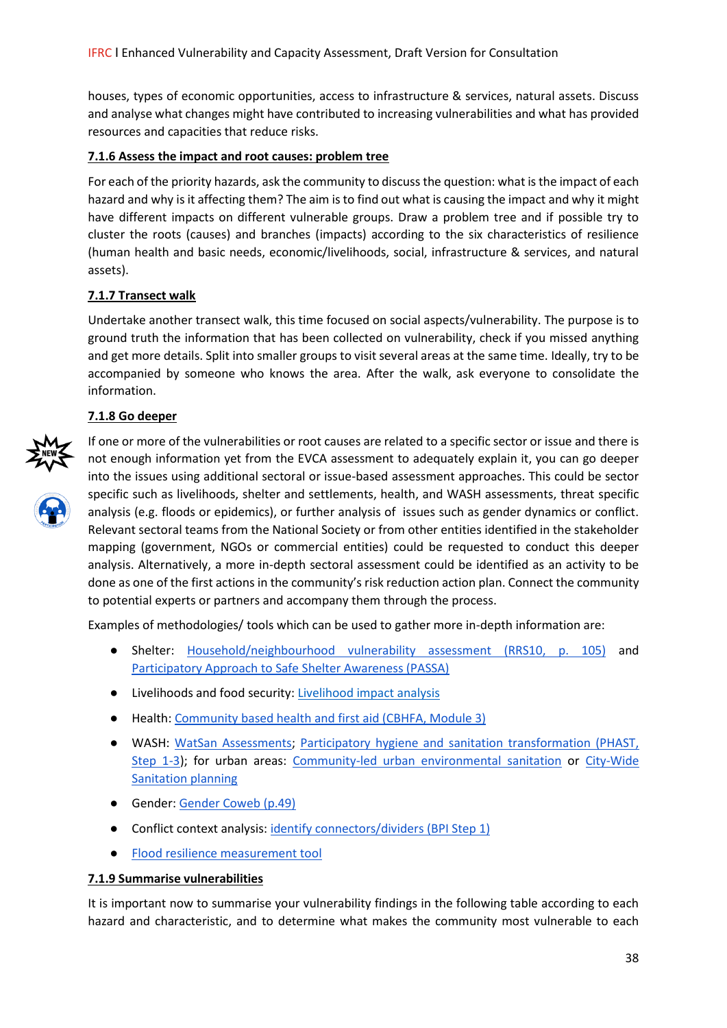houses, types of economic opportunities, access to infrastructure & services, natural assets. Discuss and analyse what changes might have contributed to increasing vulnerabilities and what has provided resources and capacities that reduce risks.

### 7.1.6 Assess the impact and root causes: problem tree

For each of the priority hazards, ask the community to discuss the question: what is the impact of each hazard and why is it affecting them? The aim is to find out what is causing the impact and why it might have different impacts on different vulnerable groups. Draw a problem tree and if possible try to cluster the roots (causes) and branches (impacts) according to the six characteristics of resilience (human health and basic needs, economic/livelihoods, social, infrastructure & services, and natural assets).

### 7.1.7 Transect walk

Undertake another transect walk, this time focused on social aspects/vulnerability. The purpose is to ground truth the information that has been collected on vulnerability, check if you missed anything and get more details. Split into smaller groups to visit several areas at the same time. Ideally, try to be accompanied by someone who knows the area. After the walk, ask everyone to consolidate the information.

### 7.1.8 Go deeper

If one or more of the vulnerabilities or root causes are related to a specific sector or issue and there is not enough information yet from the EVCA assessment to adequately explain it, you can go deeper into the issues using additional sectoral or issue-based assessment approaches. This could be sector specific such as livelihoods, shelter and settlements, health, and WASH assessments, threat specific analysis (e.g. floods or epidemics), or further analysis of issues such as gender dynamics or conflict. Relevant sectoral teams from the National Society or from other entities identified in the stakeholder mapping (government, NGOs or commercial entities) could be requested to conduct this deeper analysis. Alternatively, a more in-depth sectoral assessment could be identified as an activity to be done as one of the first actions in the community's risk reduction action plan. Connect the community to potential experts or partners and accompany them through the process.

Examples of methodologies/ tools which can be used to gather more in-depth information are:

- Shelter: Household/neighbourhood vulnerability assessment (RRS10, p. 105) and Participatory Approach to Safe Shelter Awareness (PASSA)
- Livelihoods and food security: Livelihood impact analysis
- Health: Community based health and first aid (CBHFA, Module 3)
- WASH: WatSan Assessments; Participatory hygiene and sanitation transformation (PHAST, Step 1-3); for urban areas: Community-led urban environmental sanitation or City-Wide Sanitation planning
- Gender: Gender Coweb (p.49)
- Conflict context analysis: identify connectors/dividers (BPI Step 1)
- Flood resilience measurement tool

### 7.1.9 Summarise vulnerabilities

It is important now to summarise your vulnerability findings in the following table according to each hazard and characteristic, and to determine what makes the community most vulnerable to each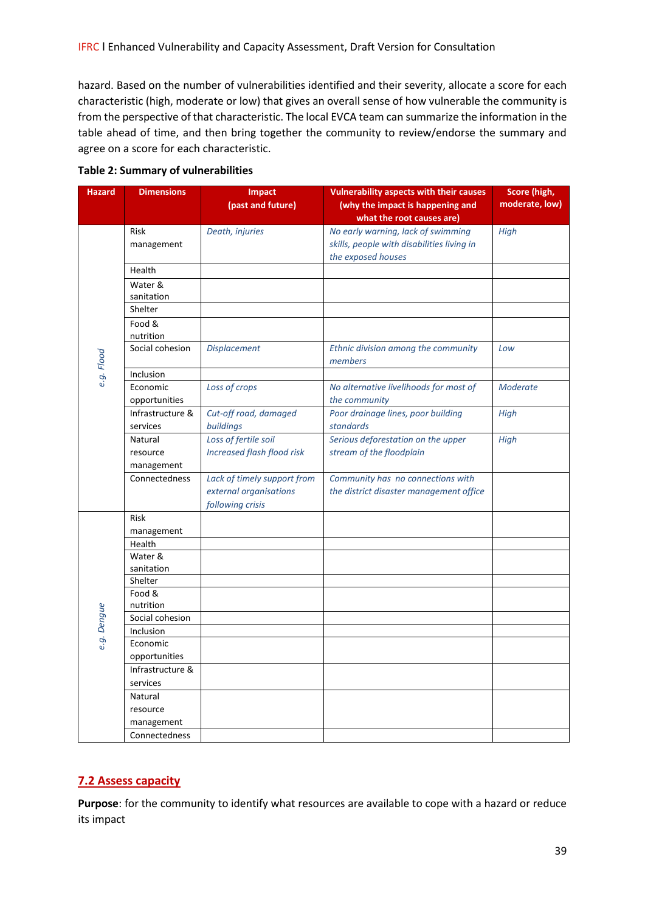hazard. Based on the number of vulnerabilities identified and their severity, allocate a score for each characteristic (high, moderate or low) that gives an overall sense of how vulnerable the community is from the perspective of that characteristic. The local EVCA team can summarize the information in the table ahead of time, and then bring together the community to review/endorse the summary and agree on a score for each characteristic.

**Table 2: Summary of vulnerabilities**

| Hazard | Dimensions | Impact (past and future) | Vulnerability aspects with their causes (why the impact is happening and what the root causes are) | Score (high, moderate, low) |
|---|---|---|---|---|
| *e.g. Flood* | Risk management | *Death, injuries* | *No early warning, lack of swimming skills, people with disabilities living in the exposed houses* | *High* |
| | Health | | | |
| | Water & sanitation | | | |
| | Shelter | | | |
| | Food & nutrition | | | |
| | Social cohesion | *Displacement* | *Ethnic division among the community members* | *Low* |
| | Inclusion | | | |
| | Economic opportunities | *Loss of crops* | *No alternative livelihoods for most of the community* | *Moderate* |
| | Infrastructure & services | *Cut-off road, damaged buildings* | *Poor drainage lines, poor building standards* | *High* |
| | Natural resource management | *Loss of fertile soil Increased flash flood risk* | *Serious deforestation on the upper stream of the floodplain* | *High* |
| | Connectedness | *Lack of timely support from external organisations following crisis* | *Community has no connections with the district disaster management office* | |
| *e.g. Dengue* | Risk management | | | |
| | Health | | | |
| | Water & sanitation | | | |
| | Shelter | | | |
| | Food & nutrition | | | |
| | Social cohesion | | | |
| | Inclusion | | | |
| | Economic opportunities | | | |
| | Infrastructure & services | | | |
| | Natural resource management | | | |
| | Connectedness | | | |

## 7.2 Assess capacity

**Purpose**: for the community to identify what resources are available to cope with a hazard or reduce its impact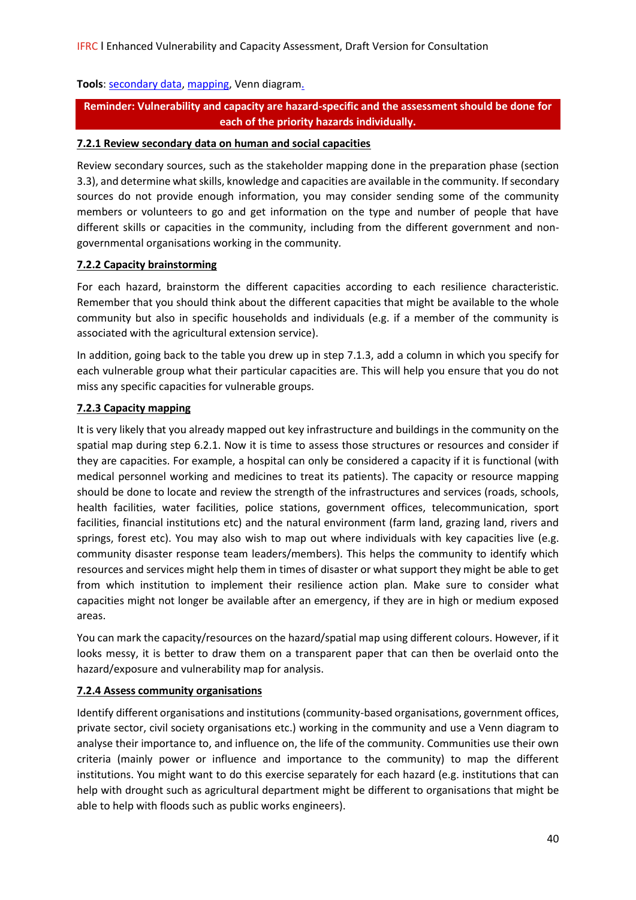**Tools**: secondary data, mapping, Venn diagram.

**Reminder: Vulnerability and capacity are hazard-specific and the assessment should be done for each of the priority hazards individually.**

#### 7.2.1 Review secondary data on human and social capacities

Review secondary sources, such as the stakeholder mapping done in the preparation phase (section 3.3), and determine what skills, knowledge and capacities are available in the community. If secondary sources do not provide enough information, you may consider sending some of the community members or volunteers to go and get information on the type and number of people that have different skills or capacities in the community, including from the different government and non-governmental organisations working in the community.

#### 7.2.2 Capacity brainstorming

For each hazard, brainstorm the different capacities according to each resilience characteristic. Remember that you should think about the different capacities that might be available to the whole community but also in specific households and individuals (e.g. if a member of the community is associated with the agricultural extension service).

In addition, going back to the table you drew up in step 7.1.3, add a column in which you specify for each vulnerable group what their particular capacities are. This will help you ensure that you do not miss any specific capacities for vulnerable groups.

#### 7.2.3 Capacity mapping

It is very likely that you already mapped out key infrastructure and buildings in the community on the spatial map during step 6.2.1. Now it is time to assess those structures or resources and consider if they are capacities. For example, a hospital can only be considered a capacity if it is functional (with medical personnel working and medicines to treat its patients). The capacity or resource mapping should be done to locate and review the strength of the infrastructures and services (roads, schools, health facilities, water facilities, police stations, government offices, telecommunication, sport facilities, financial institutions etc) and the natural environment (farm land, grazing land, rivers and springs, forest etc). You may also wish to map out where individuals with key capacities live (e.g. community disaster response team leaders/members). This helps the community to identify which resources and services might help them in times of disaster or what support they might be able to get from which institution to implement their resilience action plan. Make sure to consider what capacities might not longer be available after an emergency, if they are in high or medium exposed areas.

You can mark the capacity/resources on the hazard/spatial map using different colours. However, if it looks messy, it is better to draw them on a transparent paper that can then be overlaid onto the hazard/exposure and vulnerability map for analysis.

#### 7.2.4 Assess community organisations

Identify different organisations and institutions (community-based organisations, government offices, private sector, civil society organisations etc.) working in the community and use a Venn diagram to analyse their importance to, and influence on, the life of the community. Communities use their own criteria (mainly power or influence and importance to the community) to map the different institutions. You might want to do this exercise separately for each hazard (e.g. institutions that can help with drought such as agricultural department might be different to organisations that might be able to help with floods such as public works engineers).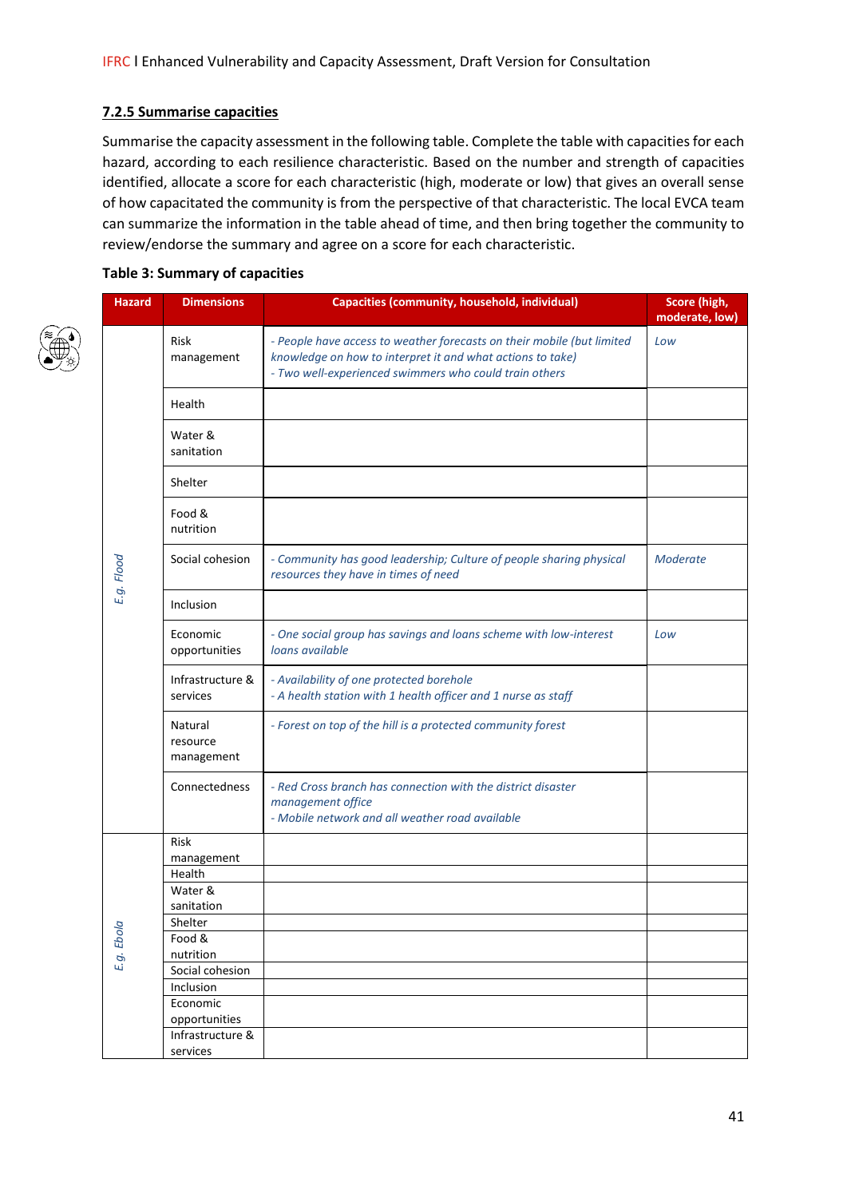### 7.2.5 Summarise capacities

Summarise the capacity assessment in the following table. Complete the table with capacities for each hazard, according to each resilience characteristic. Based on the number and strength of capacities identified, allocate a score for each characteristic (high, moderate or low) that gives an overall sense of how capacitated the community is from the perspective of that characteristic. The local EVCA team can summarize the information in the table ahead of time, and then bring together the community to review/endorse the summary and agree on a score for each characteristic.

**Table 3: Summary of capacities**

| Hazard | Dimensions | Capacities (community, household, individual) | Score (high, moderate, low) |
|---|---|---|---|
| *E.g. Flood* | Risk management | *- People have access to weather forecasts on their mobile (but limited knowledge on how to interpret it and what actions to take)*<br>*- Two well-experienced swimmers who could train others* | *Low* |
| | Health | | |
| | Water & sanitation | | |
| | Shelter | | |
| | Food & nutrition | | |
| | Social cohesion | *- Community has good leadership; Culture of people sharing physical resources they have in times of need* | *Moderate* |
| | Inclusion | | |
| | Economic opportunities | *- One social group has savings and loans scheme with low-interest loans available* | *Low* |
| | Infrastructure & services | *- Availability of one protected borehole*<br>*- A health station with 1 health officer and 1 nurse as staff* | |
| | Natural resource management | *- Forest on top of the hill is a protected community forest* | |
| | Connectedness | *- Red Cross branch has connection with the district disaster management office*<br>*- Mobile network and all weather road available* | |
| *E.g. Ebola* | Risk management | | |
| | Health | | |
| | Water & sanitation | | |
| | Shelter | | |
| | Food & nutrition | | |
| | Social cohesion | | |
| | Inclusion | | |
| | Economic opportunities | | |
| | Infrastructure & services | | |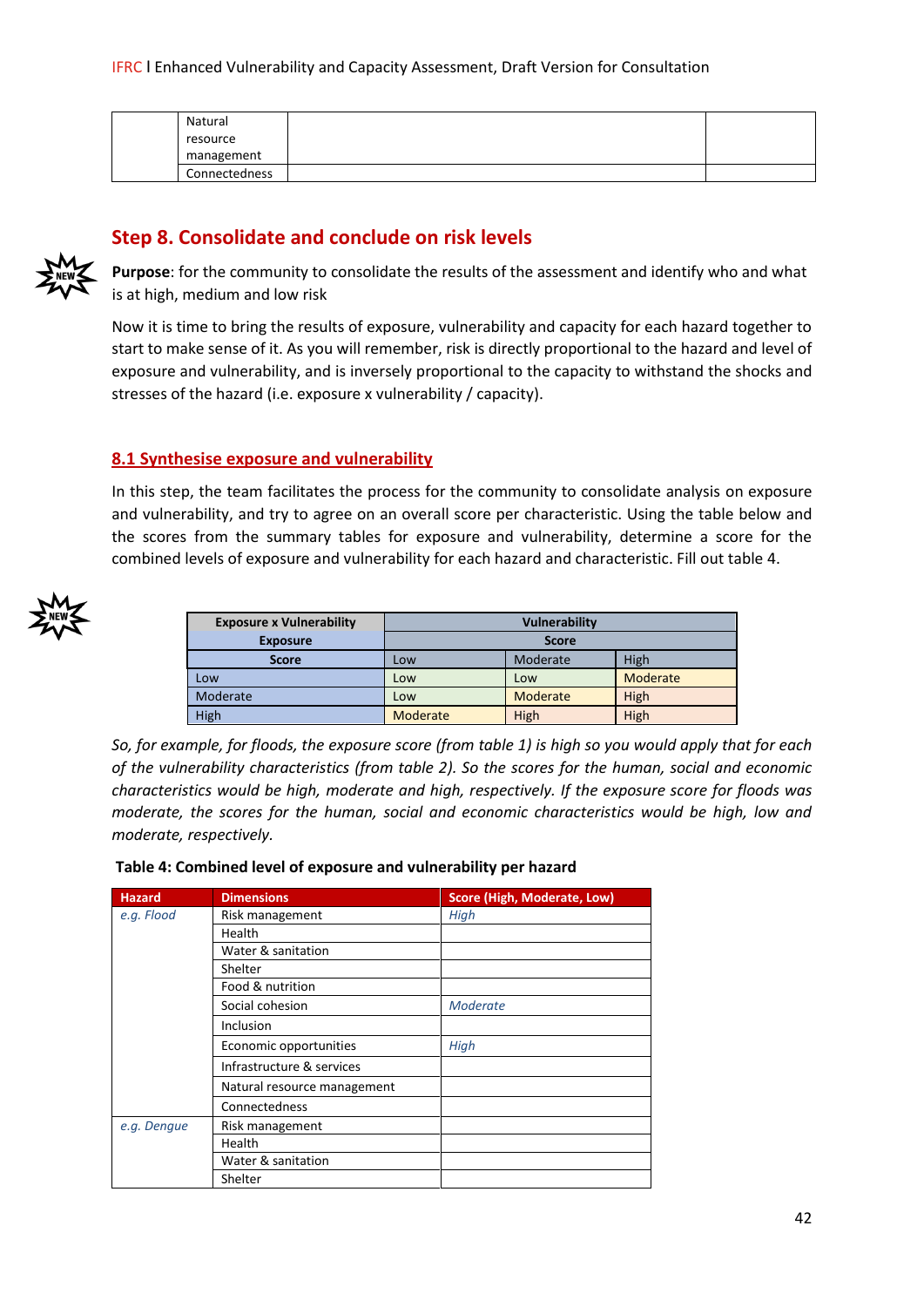| | Natural resource management | | |
|---|---|---|---|
| | Connectedness | | |

## Step 8. Consolidate and conclude on risk levels

**Purpose**: for the community to consolidate the results of the assessment and identify who and what is at high, medium and low risk

Now it is time to bring the results of exposure, vulnerability and capacity for each hazard together to start to make sense of it. As you will remember, risk is directly proportional to the hazard and level of exposure and vulnerability, and is inversely proportional to the capacity to withstand the shocks and stresses of the hazard (i.e. exposure x vulnerability / capacity).

### 8.1 Synthesise exposure and vulnerability

In this step, the team facilitates the process for the community to consolidate analysis on exposure and vulnerability, and try to agree on an overall score per characteristic. Using the table below and the scores from the summary tables for exposure and vulnerability, determine a score for the combined levels of exposure and vulnerability for each hazard and characteristic. Fill out table 4.

| Exposure x Vulnerability | Vulnerability | | |
|---|---|---|---|
| Exposure | Score | | |
| Score | Low | Moderate | High |
| Low | Low | Low | Moderate |
| Moderate | Low | Moderate | High |
| High | Moderate | High | High |

*So, for example, for floods, the exposure score (from table 1) is high so you would apply that for each of the vulnerability characteristics (from table 2). So the scores for the human, social and economic characteristics would be high, moderate and high, respectively. If the exposure score for floods was moderate, the scores for the human, social and economic characteristics would be high, low and moderate, respectively.*

**Table 4: Combined level of exposure and vulnerability per hazard**

| Hazard | Dimensions | Score (High, Moderate, Low) |
|---|---|---|
| *e.g. Flood* | Risk management | *High* |
| | Health | |
| | Water & sanitation | |
| | Shelter | |
| | Food & nutrition | |
| | Social cohesion | *Moderate* |
| | Inclusion | |
| | Economic opportunities | *High* |
| | Infrastructure & services | |
| | Natural resource management | |
| | Connectedness | |
| *e.g. Dengue* | Risk management | |
| | Health | |
| | Water & sanitation | |
| | Shelter | |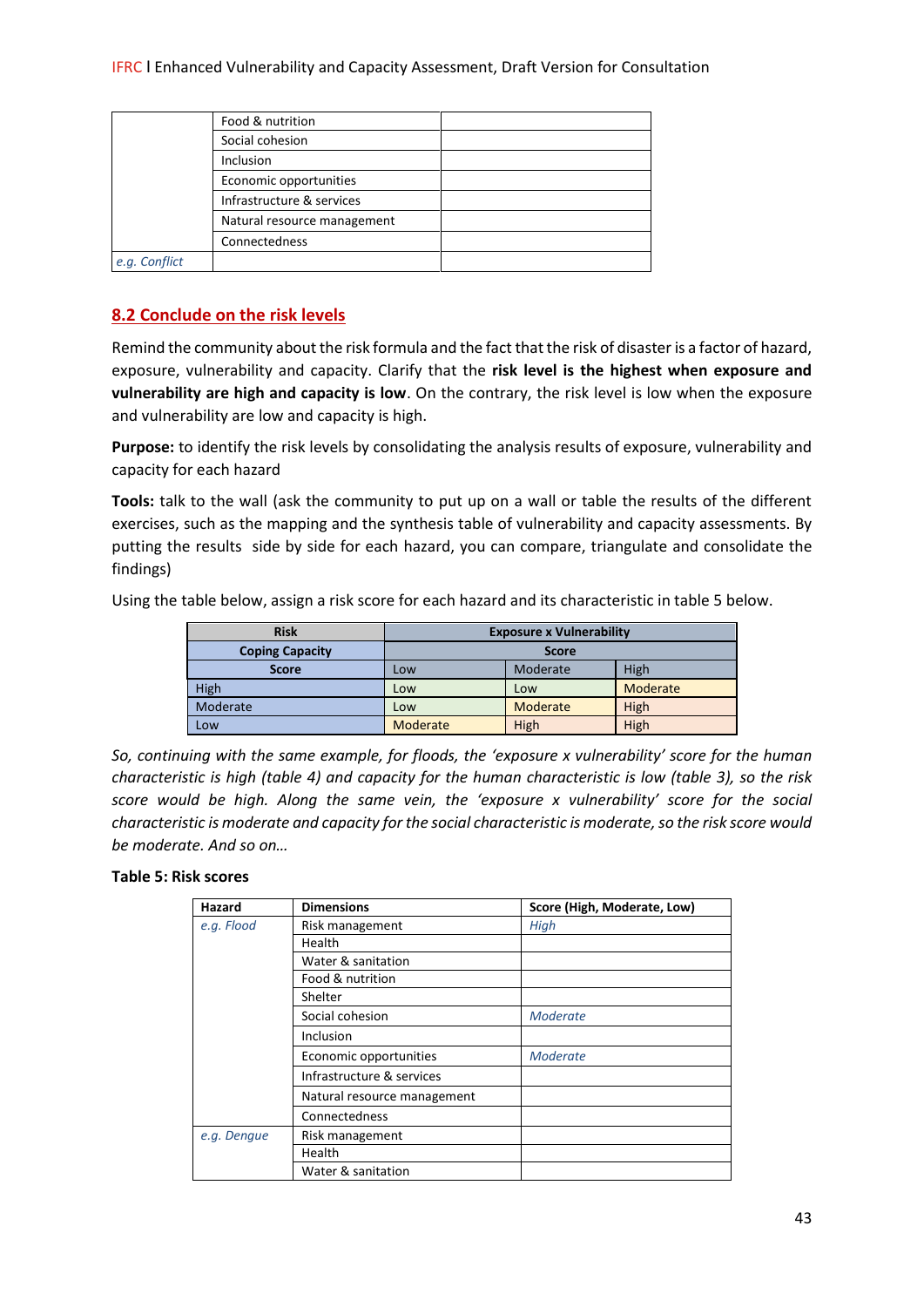| | Food & nutrition | |
|---|---|---|
| | Social cohesion | |
| | Inclusion | |
| | Economic opportunities | |
| | Infrastructure & services | |
| | Natural resource management | |
| | Connectedness | |
| *e.g. Conflict* | | |

## 8.2 Conclude on the risk levels

Remind the community about the risk formula and the fact that the risk of disaster is a factor of hazard, exposure, vulnerability and capacity. Clarify that the **risk level is the highest when exposure and vulnerability are high and capacity is low**. On the contrary, the risk level is low when the exposure and vulnerability are low and capacity is high.

**Purpose:** to identify the risk levels by consolidating the analysis results of exposure, vulnerability and capacity for each hazard

**Tools:** talk to the wall (ask the community to put up on a wall or table the results of the different exercises, such as the mapping and the synthesis table of vulnerability and capacity assessments. By putting the results side by side for each hazard, you can compare, triangulate and consolidate the findings)

Using the table below, assign a risk score for each hazard and its characteristic in table 5 below.

| Risk | Exposure x Vulnerability | | |
|---|---|---|---|
| Coping Capacity | Score | | |
| Score | Low | Moderate | High |
| High | Low | Low | Moderate |
| Moderate | Low | Moderate | High |
| Low | Moderate | High | High |

*So, continuing with the same example, for floods, the 'exposure x vulnerability' score for the human characteristic is high (table 4) and capacity for the human characteristic is low (table 3), so the risk score would be high. Along the same vein, the 'exposure x vulnerability' score for the social characteristic is moderate and capacity for the social characteristic is moderate, so the risk score would be moderate. And so on…*

**Table 5: Risk scores**

| Hazard | Dimensions | Score (High, Moderate, Low) |
|---|---|---|
| *e.g. Flood* | Risk management | *High* |
| | Health | |
| | Water & sanitation | |
| | Food & nutrition | |
| | Shelter | |
| | Social cohesion | *Moderate* |
| | Inclusion | |
| | Economic opportunities | *Moderate* |
| | Infrastructure & services | |
| | Natural resource management | |
| | Connectedness | |
| *e.g. Dengue* | Risk management | |
| | Health | |
| | Water & sanitation | |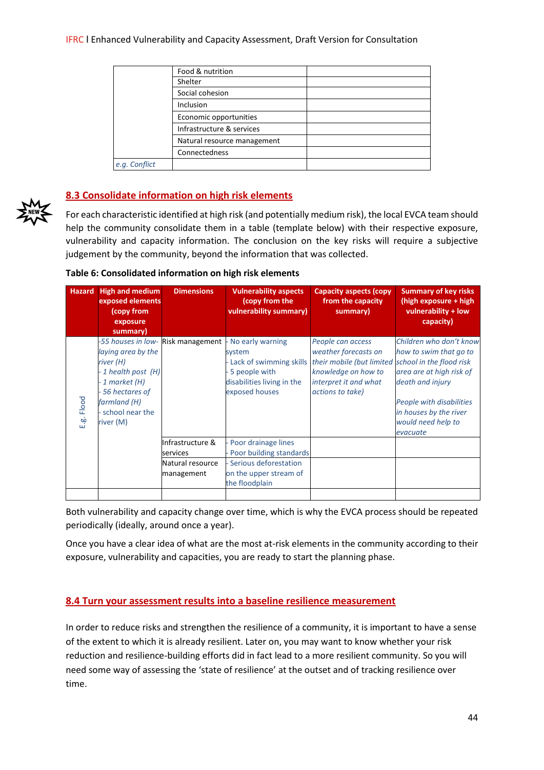| | | |
|---|---|---|
| | Food & nutrition | |
| | Shelter | |
| | Social cohesion | |
| | Inclusion | |
| | Economic opportunities | |
| | Infrastructure & services | |
| | Natural resource management | |
| | Connectedness | |
| *e.g. Conflict* | | |

## 8.3 Consolidate information on high risk elements

For each characteristic identified at high risk (and potentially medium risk), the local EVCA team should help the community consolidate them in a table (template below) with their respective exposure, vulnerability and capacity information. The conclusion on the key risks will require a subjective judgement by the community, beyond the information that was collected.

**Table 6: Consolidated information on high risk elements**

| Hazard | High and medium exposed elements (copy from exposure summary) | Dimensions | Vulnerability aspects (copy from the vulnerability summary) | Capacity aspects (copy from the capacity summary) | Summary of key risks (high exposure + high vulnerability + low capacity) |
|---|---|---|---|---|---|
| E.g. Flood | *-55 houses in low-laying area by the river (H)*<br>*- 1 health post (H)*<br>*- 1 market (H)*<br>*- 56 hectares of farmland (H)*<br>- school near the river (M) | Risk management | - No early warning system<br>- Lack of swimming skills<br>- 5 people with disabilities living in the exposed houses | *People can access weather forecasts on their mobile (but limited knowledge on how to interpret it and what actions to take)* | *Children who don't know how to swim that go to school in the flood risk area are at high risk of death and injury*<br><br>*People with disabilities in houses by the river would need help to evacuate* |
| | | Infrastructure & services | - Poor drainage lines<br>- Poor building standards | | |
| | | Natural resource management | - Serious deforestation on the upper stream of the floodplain | | |
| | | | | | |

Both vulnerability and capacity change over time, which is why the EVCA process should be repeated periodically (ideally, around once a year).

Once you have a clear idea of what are the most at-risk elements in the community according to their exposure, vulnerability and capacities, you are ready to start the planning phase.

## 8.4 Turn your assessment results into a baseline resilience measurement

In order to reduce risks and strengthen the resilience of a community, it is important to have a sense of the extent to which it is already resilient. Later on, you may want to know whether your risk reduction and resilience-building efforts did in fact lead to a more resilient community. So you will need some way of assessing the 'state of resilience' at the outset and of tracking resilience over time.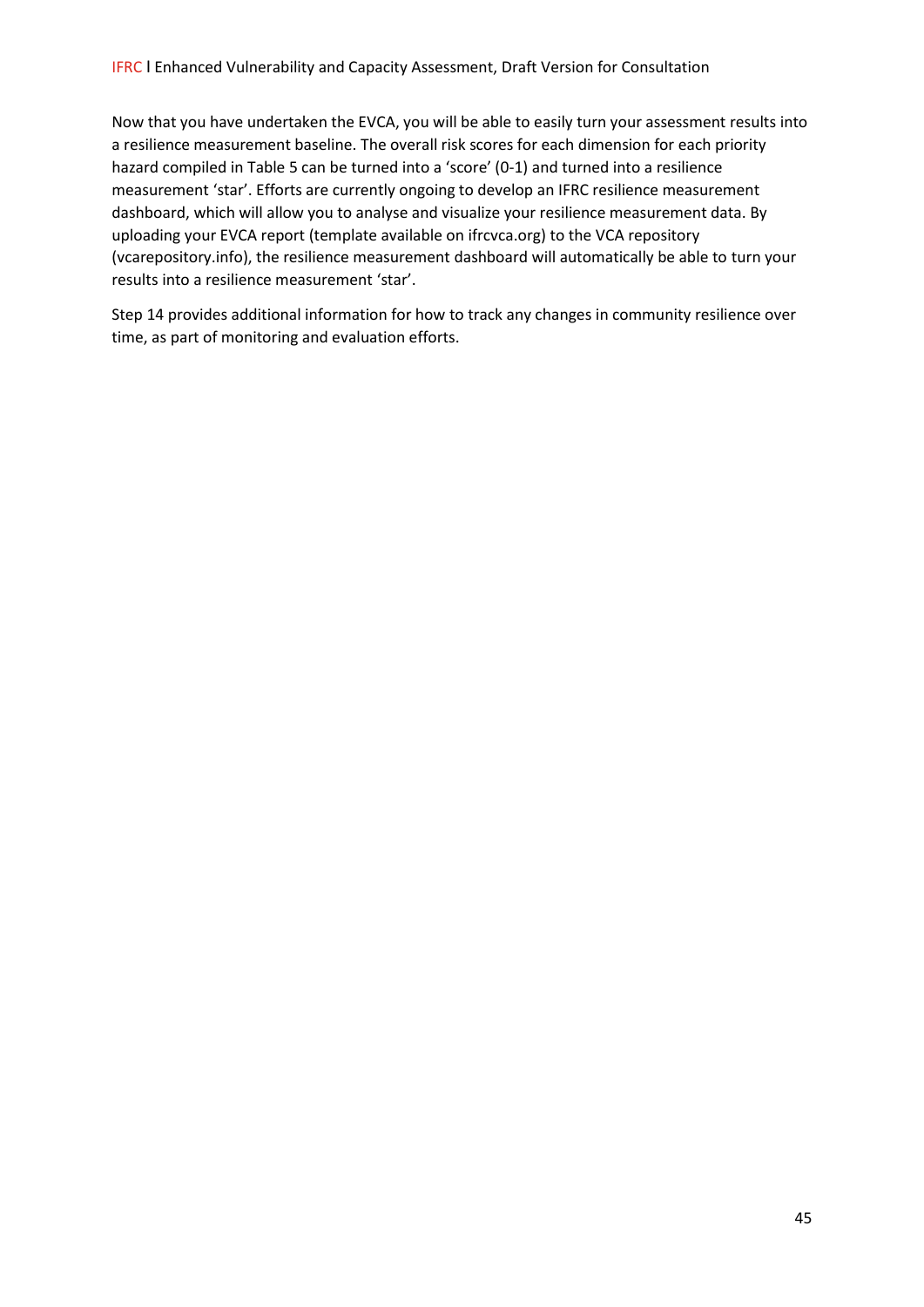Now that you have undertaken the EVCA, you will be able to easily turn your assessment results into a resilience measurement baseline. The overall risk scores for each dimension for each priority hazard compiled in Table 5 can be turned into a 'score' (0-1) and turned into a resilience measurement 'star'. Efforts are currently ongoing to develop an IFRC resilience measurement dashboard, which will allow you to analyse and visualize your resilience measurement data. By uploading your EVCA report (template available on ifrcvca.org) to the VCA repository (vcarepository.info), the resilience measurement dashboard will automatically be able to turn your results into a resilience measurement 'star'.

Step 14 provides additional information for how to track any changes in community resilience over time, as part of monitoring and evaluation efforts.